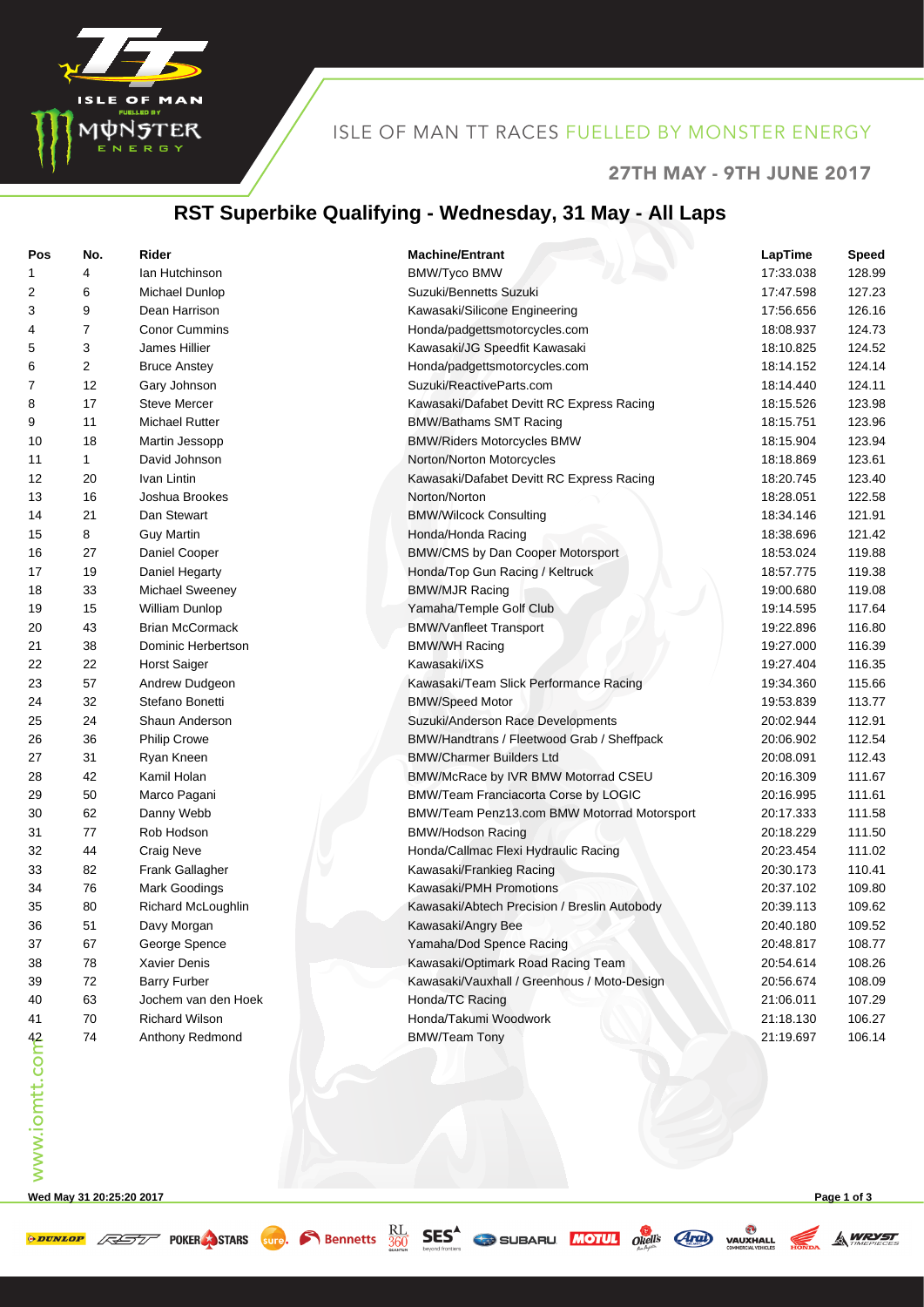ISLE OF MAN TT RACES FUELLED BY MONSTER ENERGY

27TH MAY - 9TH JUNE 2017

# RST Superbike Qualifying - Wednesday, 31 May - All Laps

| Pos | No. | Rider | Machine/Entrant | LapTime | Speed |
|---|---|---|---|---|---|
| 1 | 4 | Ian Hutchinson | BMW/Tyco BMW | 17:33.038 | 128.99 |
| 2 | 6 | Michael Dunlop | Suzuki/Bennetts Suzuki | 17:47.598 | 127.23 |
| 3 | 9 | Dean Harrison | Kawasaki/Silicone Engineering | 17:56.656 | 126.16 |
| 4 | 7 | Conor Cummins | Honda/padgettsmotorcycles.com | 18:08.937 | 124.73 |
| 5 | 3 | James Hillier | Kawasaki/JG Speedfit Kawasaki | 18:10.825 | 124.52 |
| 6 | 2 | Bruce Anstey | Honda/padgettsmotorcycles.com | 18:14.152 | 124.14 |
| 7 | 12 | Gary Johnson | Suzuki/ReactiveParts.com | 18:14.440 | 124.11 |
| 8 | 17 | Steve Mercer | Kawasaki/Dafabet Devitt RC Express Racing | 18:15.526 | 123.98 |
| 9 | 11 | Michael Rutter | BMW/Bathams SMT Racing | 18:15.751 | 123.96 |
| 10 | 18 | Martin Jessopp | BMW/Riders Motorcycles BMW | 18:15.904 | 123.94 |
| 11 | 1 | David Johnson | Norton/Norton Motorcycles | 18:18.869 | 123.61 |
| 12 | 20 | Ivan Lintin | Kawasaki/Dafabet Devitt RC Express Racing | 18:20.745 | 123.40 |
| 13 | 16 | Joshua Brookes | Norton/Norton | 18:28.051 | 122.58 |
| 14 | 21 | Dan Stewart | BMW/Wilcock Consulting | 18:34.146 | 121.91 |
| 15 | 8 | Guy Martin | Honda/Honda Racing | 18:38.696 | 121.42 |
| 16 | 27 | Daniel Cooper | BMW/CMS by Dan Cooper Motorsport | 18:53.024 | 119.88 |
| 17 | 19 | Daniel Hegarty | Honda/Top Gun Racing / Keltruck | 18:57.775 | 119.38 |
| 18 | 33 | Michael Sweeney | BMW/MJR Racing | 19:00.680 | 119.08 |
| 19 | 15 | William Dunlop | Yamaha/Temple Golf Club | 19:14.595 | 117.64 |
| 20 | 43 | Brian McCormack | BMW/Vanfleet Transport | 19:22.896 | 116.80 |
| 21 | 38 | Dominic Herbertson | BMW/WH Racing | 19:27.000 | 116.39 |
| 22 | 22 | Horst Saiger | Kawasaki/iXS | 19:27.404 | 116.35 |
| 23 | 57 | Andrew Dudgeon | Kawasaki/Team Slick Performance Racing | 19:34.360 | 115.66 |
| 24 | 32 | Stefano Bonetti | BMW/Speed Motor | 19:53.839 | 113.77 |
| 25 | 24 | Shaun Anderson | Suzuki/Anderson Race Developments | 20:02.944 | 112.91 |
| 26 | 36 | Philip Crowe | BMW/Handtrans / Fleetwood Grab / Sheffpack | 20:06.902 | 112.54 |
| 27 | 31 | Ryan Kneen | BMW/Charmer Builders Ltd | 20:08.091 | 112.43 |
| 28 | 42 | Kamil Holan | BMW/McRace by IVR BMW Motorrad CSEU | 20:16.309 | 111.67 |
| 29 | 50 | Marco Pagani | BMW/Team Franciacorta Corse by LOGIC | 20:16.995 | 111.61 |
| 30 | 62 | Danny Webb | BMW/Team Penz13.com BMW Motorrad Motorsport | 20:17.333 | 111.58 |
| 31 | 77 | Rob Hodson | BMW/Hodson Racing | 20:18.229 | 111.50 |
| 32 | 44 | Craig Neve | Honda/Callmac Flexi Hydraulic Racing | 20:23.454 | 111.02 |
| 33 | 82 | Frank Gallagher | Kawasaki/Frankieg Racing | 20:30.173 | 110.41 |
| 34 | 76 | Mark Goodings | Kawasaki/PMH Promotions | 20:37.102 | 109.80 |
| 35 | 80 | Richard McLoughlin | Kawasaki/Abtech Precision / Breslin Autobody | 20:39.113 | 109.62 |
| 36 | 51 | Davy Morgan | Kawasaki/Angry Bee | 20:40.180 | 109.52 |
| 37 | 67 | George Spence | Yamaha/Dod Spence Racing | 20:48.817 | 108.77 |
| 38 | 78 | Xavier Denis | Kawasaki/Optimark Road Racing Team | 20:54.614 | 108.26 |
| 39 | 72 | Barry Furber | Kawasaki/Vauxhall / Greenhous / Moto-Design | 20:56.674 | 108.09 |
| 40 | 63 | Jochem van den Hoek | Honda/TC Racing | 21:06.011 | 107.29 |
| 41 | 70 | Richard Wilson | Honda/Takumi Woodwork | 21:18.130 | 106.27 |
| 42 | 74 | Anthony Redmond | BMW/Team Tony | 21:19.697 | 106.14 |

Wed May 31 20:25:20 2017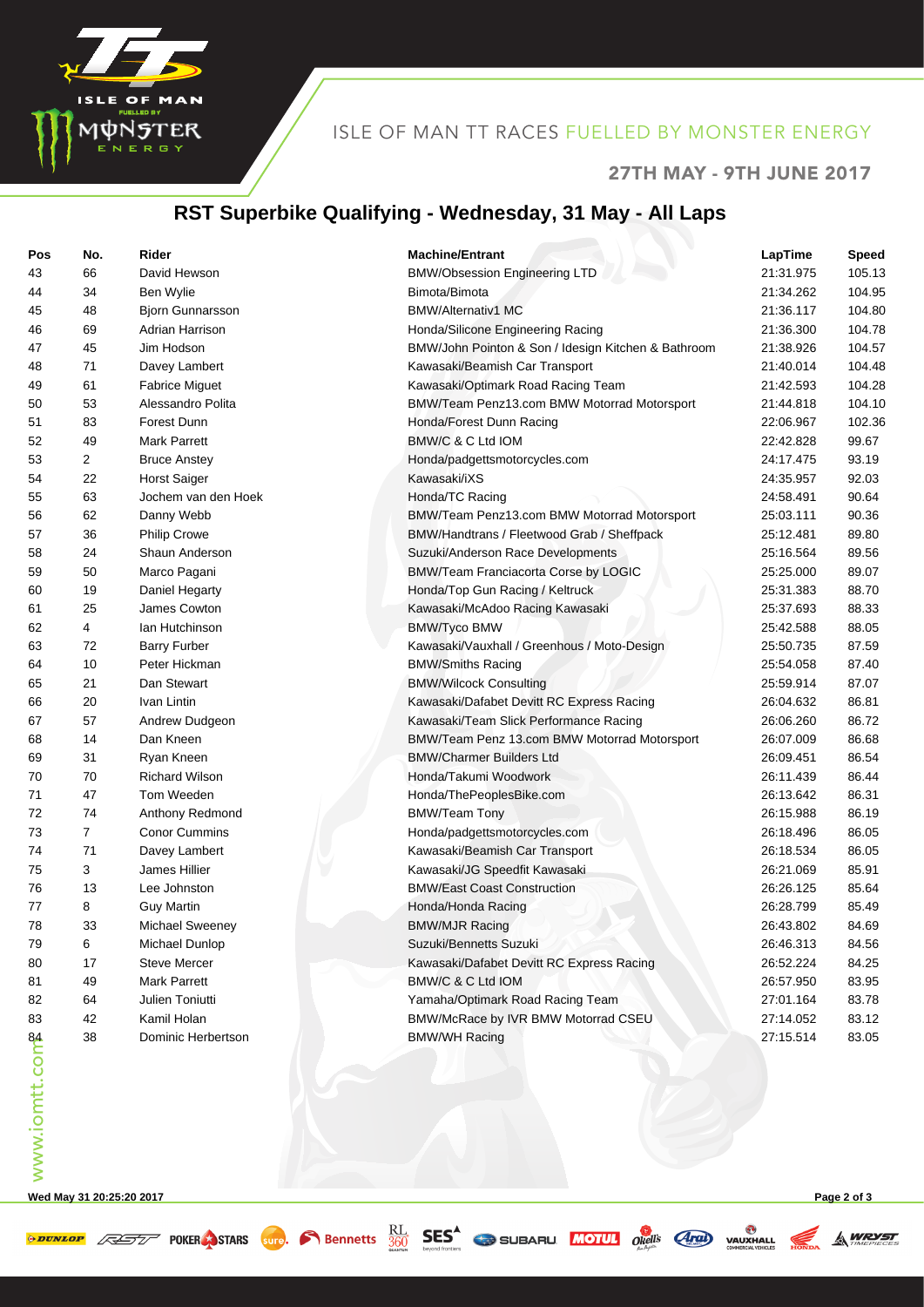# ISLE OF MAN TT RACES FUELLED BY MONSTER ENERGY

## 27TH MAY - 9TH JUNE 2017

## RST Superbike Qualifying - Wednesday, 31 May - All Laps

| Pos | No. | Rider | Machine/Entrant | LapTime | Speed |
|---|---|---|---|---|---|
| 43 | 66 | David Hewson | BMW/Obsession Engineering LTD | 21:31.975 | 105.13 |
| 44 | 34 | Ben Wylie | Bimota/Bimota | 21:34.262 | 104.95 |
| 45 | 48 | Bjorn Gunnarsson | BMW/Alternativ1 MC | 21:36.117 | 104.80 |
| 46 | 69 | Adrian Harrison | Honda/Silicone Engineering Racing | 21:36.300 | 104.78 |
| 47 | 45 | Jim Hodson | BMW/John Pointon & Son / Idesign Kitchen & Bathroom | 21:38.926 | 104.57 |
| 48 | 71 | Davey Lambert | Kawasaki/Beamish Car Transport | 21:40.014 | 104.48 |
| 49 | 61 | Fabrice Miguet | Kawasaki/Optimark Road Racing Team | 21:42.593 | 104.28 |
| 50 | 53 | Alessandro Polita | BMW/Team Penz13.com BMW Motorrad Motorsport | 21:44.818 | 104.10 |
| 51 | 83 | Forest Dunn | Honda/Forest Dunn Racing | 22:06.967 | 102.36 |
| 52 | 49 | Mark Parrett | BMW/C & C Ltd IOM | 22:42.828 | 99.67 |
| 53 | 2 | Bruce Anstey | Honda/padgettsmotorcycles.com | 24:17.475 | 93.19 |
| 54 | 22 | Horst Saiger | Kawasaki/iXS | 24:35.957 | 92.03 |
| 55 | 63 | Jochem van den Hoek | Honda/TC Racing | 24:58.491 | 90.64 |
| 56 | 62 | Danny Webb | BMW/Team Penz13.com BMW Motorrad Motorsport | 25:03.111 | 90.36 |
| 57 | 36 | Philip Crowe | BMW/Handtrans / Fleetwood Grab / Sheffpack | 25:12.481 | 89.80 |
| 58 | 24 | Shaun Anderson | Suzuki/Anderson Race Developments | 25:16.564 | 89.56 |
| 59 | 50 | Marco Pagani | BMW/Team Franciacorta Corse by LOGIC | 25:25.000 | 89.07 |
| 60 | 19 | Daniel Hegarty | Honda/Top Gun Racing / Keltruck | 25:31.383 | 88.70 |
| 61 | 25 | James Cowton | Kawasaki/McAdoo Racing Kawasaki | 25:37.693 | 88.33 |
| 62 | 4 | Ian Hutchinson | BMW/Tyco BMW | 25:42.588 | 88.05 |
| 63 | 72 | Barry Furber | Kawasaki/Vauxhall / Greenhous / Moto-Design | 25:50.735 | 87.59 |
| 64 | 10 | Peter Hickman | BMW/Smiths Racing | 25:54.058 | 87.40 |
| 65 | 21 | Dan Stewart | BMW/Wilcock Consulting | 25:59.914 | 87.07 |
| 66 | 20 | Ivan Lintin | Kawasaki/Dafabet Devitt RC Express Racing | 26:04.632 | 86.81 |
| 67 | 57 | Andrew Dudgeon | Kawasaki/Team Slick Performance Racing | 26:06.260 | 86.72 |
| 68 | 14 | Dan Kneen | BMW/Team Penz 13.com BMW Motorrad Motorsport | 26:07.009 | 86.68 |
| 69 | 31 | Ryan Kneen | BMW/Charmer Builders Ltd | 26:09.451 | 86.54 |
| 70 | 70 | Richard Wilson | Honda/Takumi Woodwork | 26:11.439 | 86.44 |
| 71 | 47 | Tom Weeden | Honda/ThePeoplesBike.com | 26:13.642 | 86.31 |
| 72 | 74 | Anthony Redmond | BMW/Team Tony | 26:15.988 | 86.19 |
| 73 | 7 | Conor Cummins | Honda/padgettsmotorcycles.com | 26:18.496 | 86.05 |
| 74 | 71 | Davey Lambert | Kawasaki/Beamish Car Transport | 26:18.534 | 86.05 |
| 75 | 3 | James Hillier | Kawasaki/JG Speedfit Kawasaki | 26:21.069 | 85.91 |
| 76 | 13 | Lee Johnston | BMW/East Coast Construction | 26:26.125 | 85.64 |
| 77 | 8 | Guy Martin | Honda/Honda Racing | 26:28.799 | 85.49 |
| 78 | 33 | Michael Sweeney | BMW/MJR Racing | 26:43.802 | 84.69 |
| 79 | 6 | Michael Dunlop | Suzuki/Bennetts Suzuki | 26:46.313 | 84.56 |
| 80 | 17 | Steve Mercer | Kawasaki/Dafabet Devitt RC Express Racing | 26:52.224 | 84.25 |
| 81 | 49 | Mark Parrett | BMW/C & C Ltd IOM | 26:57.950 | 83.95 |
| 82 | 64 | Julien Toniutti | Yamaha/Optimark Road Racing Team | 27:01.164 | 83.78 |
| 83 | 42 | Kamil Holan | BMW/McRace by IVR BMW Motorrad CSEU | 27:14.052 | 83.12 |
| 84 | 38 | Dominic Herbertson | BMW/WH Racing | 27:15.514 | 83.05 |

Wed May 31 20:25:20 2017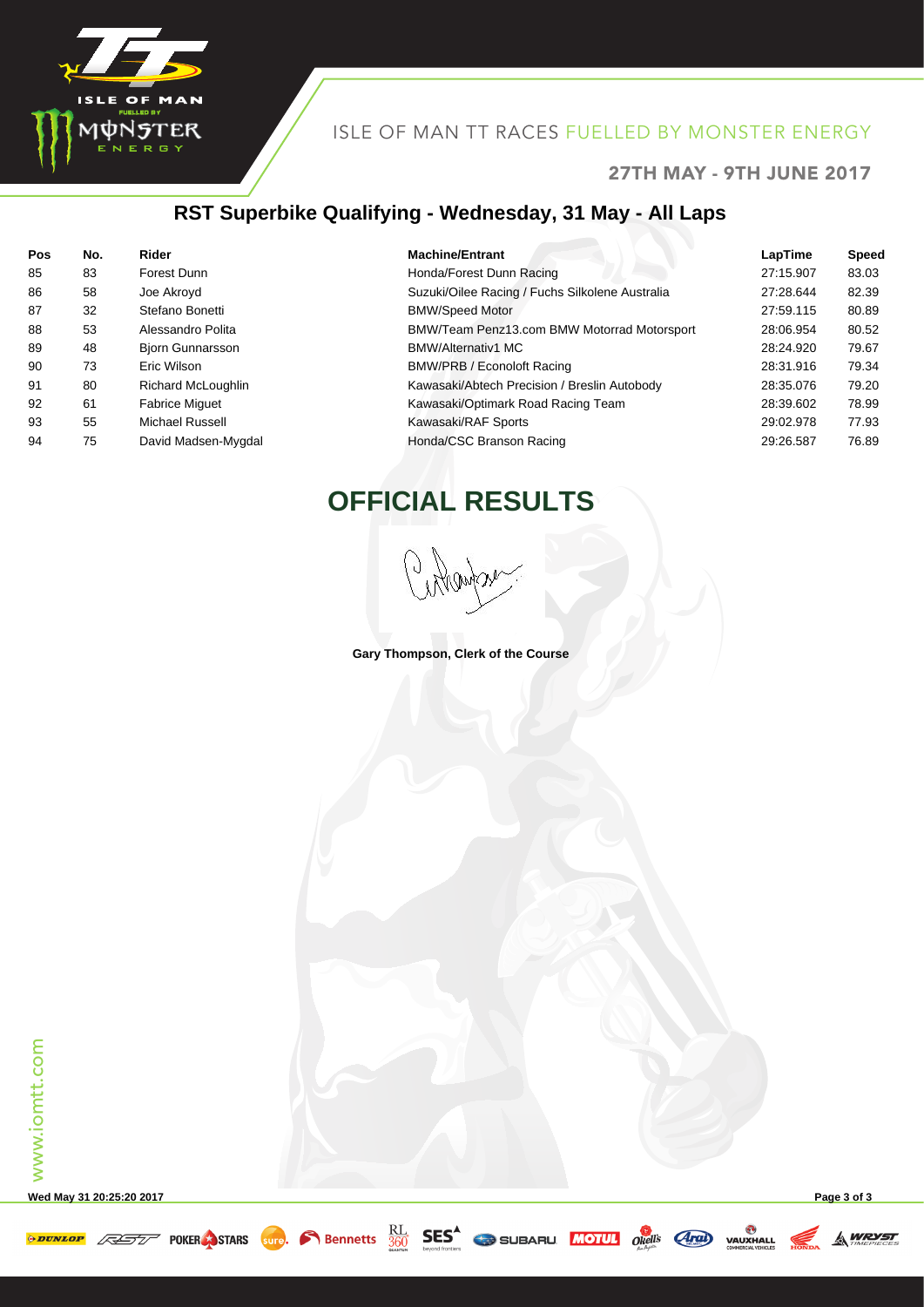## RST Superbike Qualifying - Wednesday, 31 May - All Laps

| Pos | No. | Rider | Machine/Entrant | LapTime | Speed |
|---|---|---|---|---|---|
| 85 | 83 | Forest Dunn | Honda/Forest Dunn Racing | 27:15.907 | 83.03 |
| 86 | 58 | Joe Akroyd | Suzuki/Oilee Racing / Fuchs Silkolene Australia | 27:28.644 | 82.39 |
| 87 | 32 | Stefano Bonetti | BMW/Speed Motor | 27:59.115 | 80.89 |
| 88 | 53 | Alessandro Polita | BMW/Team Penz13.com BMW Motorrad Motorsport | 28:06.954 | 80.52 |
| 89 | 48 | Bjorn Gunnarsson | BMW/Alternativ1 MC | 28:24.920 | 79.67 |
| 90 | 73 | Eric Wilson | BMW/PRB / Econoloft Racing | 28:31.916 | 79.34 |
| 91 | 80 | Richard McLoughlin | Kawasaki/Abtech Precision / Breslin Autobody | 28:35.076 | 79.20 |
| 92 | 61 | Fabrice Miguet | Kawasaki/Optimark Road Racing Team | 28:39.602 | 78.99 |
| 93 | 55 | Michael Russell | Kawasaki/RAF Sports | 29:02.978 | 77.93 |
| 94 | 75 | David Madsen-Mygdal | Honda/CSC Branson Racing | 29:26.587 | 76.89 |

# OFFICIAL RESULTS

**Gary Thompson, Clerk of the Course**

**Wed May 31 20:25:20 2017**